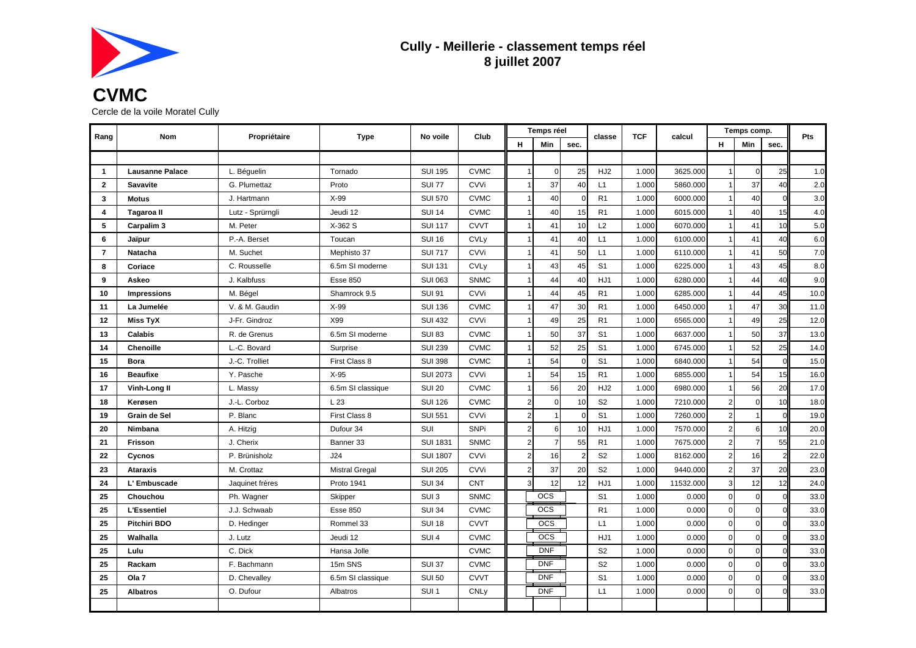# Cully - Meillerie - classement temps réel
## 8 juillet 2007

**CVMC**

Cercle de la voile Moratel Cully

| Rang | Nom | Propriétaire | Type | No voile | Club | Temps réel | | | classe | TCF | calcul | Temps comp. | | | Pts |
|---|---|---|---|---|---|---|---|---|---|---|---|---|---|---|---|
| | | | | | | H | Min | sec. | | | | H | Min | sec. | |
| | | | | | | | | | | | | | | | |
| 1 | **Lausanne Palace** | L. Béguelin | Tornado | SUI 195 | CVMC | 1 | 0 | 25 | HJ2 | 1.000 | 3625.000 | 1 | 0 | 25 | 1.0 |
| 2 | **Savavite** | G. Plumettaz | Proto | SUI 77 | CVVi | 1 | 37 | 40 | L1 | 1.000 | 5860.000 | 1 | 37 | 40 | 2.0 |
| 3 | **Motus** | J. Hartmann | X-99 | SUI 570 | CVMC | 1 | 40 | 0 | R1 | 1.000 | 6000.000 | 1 | 40 | 0 | 3.0 |
| 4 | **Tagaroa II** | Lutz - Sprürngli | Jeudi 12 | SUI 14 | CVMC | 1 | 40 | 15 | R1 | 1.000 | 6015.000 | 1 | 40 | 15 | 4.0 |
| 5 | **Carpalim 3** | M. Peter | X-362 S | SUI 117 | CVVT | 1 | 41 | 10 | L2 | 1.000 | 6070.000 | 1 | 41 | 10 | 5.0 |
| 6 | **Jaïpur** | P.-A. Berset | Toucan | SUI 16 | CVLy | 1 | 41 | 40 | L1 | 1.000 | 6100.000 | 1 | 41 | 40 | 6.0 |
| 7 | **Natacha** | M. Suchet | Mephisto 37 | SUI 717 | CVVi | 1 | 41 | 50 | L1 | 1.000 | 6110.000 | 1 | 41 | 50 | 7.0 |
| 8 | **Coriace** | C. Rousselle | 6.5m SI moderne | SUI 131 | CVLy | 1 | 43 | 45 | S1 | 1.000 | 6225.000 | 1 | 43 | 45 | 8.0 |
| 9 | **Askeo** | J. Kalbfuss | Esse 850 | SUI 063 | SNMC | 1 | 44 | 40 | HJ1 | 1.000 | 6280.000 | 1 | 44 | 40 | 9.0 |
| 10 | **Impressions** | M. Bégel | Shamrock 9.5 | SUI 91 | CVVi | 1 | 44 | 45 | R1 | 1.000 | 6285.000 | 1 | 44 | 45 | 10.0 |
| 11 | **La Jumelée** | V. & M. Gaudin | X-99 | SUI 136 | CVMC | 1 | 47 | 30 | R1 | 1.000 | 6450.000 | 1 | 47 | 30 | 11.0 |
| 12 | **Miss TyX** | J-Fr. Gindroz | X99 | SUI 432 | CVVi | 1 | 49 | 25 | R1 | 1.000 | 6565.000 | 1 | 49 | 25 | 12.0 |
| 13 | **Calabis** | R. de Grenus | 6.5m SI moderne | SUI 83 | CVMC | 1 | 50 | 37 | S1 | 1.000 | 6637.000 | 1 | 50 | 37 | 13.0 |
| 14 | **Chenoille** | L.-C. Bovard | Surprise | SUI 239 | CVMC | 1 | 52 | 25 | S1 | 1.000 | 6745.000 | 1 | 52 | 25 | 14.0 |
| 15 | **Bora** | J.-C. Trolliet | First Class 8 | SUI 398 | CVMC | 1 | 54 | 0 | S1 | 1.000 | 6840.000 | 1 | 54 | 0 | 15.0 |
| 16 | **Beaufixe** | Y. Pasche | X-95 | SUI 2073 | CVVi | 1 | 54 | 15 | R1 | 1.000 | 6855.000 | 1 | 54 | 15 | 16.0 |
| 17 | **Vinh-Long II** | L. Massy | 6.5m SI classique | SUI 20 | CVMC | 1 | 56 | 20 | HJ2 | 1.000 | 6980.000 | 1 | 56 | 20 | 17.0 |
| 18 | **Kerøsen** | J.-L. Corboz | L 23 | SUI 126 | CVMC | 2 | 0 | 10 | S2 | 1.000 | 7210.000 | 2 | 0 | 10 | 18.0 |
| 19 | **Grain de Sel** | P. Blanc | First Class 8 | SUI 551 | CVVi | 2 | 1 | 0 | S1 | 1.000 | 7260.000 | 2 | 1 | 0 | 19.0 |
| 20 | **Nimbana** | A. Hitzig | Dufour 34 | SUI | SNPi | 2 | 6 | 10 | HJ1 | 1.000 | 7570.000 | 2 | 6 | 10 | 20.0 |
| 21 | **Frisson** | J. Cherix | Banner 33 | SUI 1831 | SNMC | 2 | 7 | 55 | R1 | 1.000 | 7675.000 | 2 | 7 | 55 | 21.0 |
| 22 | **Cycnos** | P. Brünisholz | J24 | SUI 1807 | CVVi | 2 | 16 | 2 | S2 | 1.000 | 8162.000 | 2 | 16 | 2 | 22.0 |
| 23 | **Ataraxis** | M. Crottaz | Mistral Gregal | SUI 205 | CVVi | 2 | 37 | 20 | S2 | 1.000 | 9440.000 | 2 | 37 | 20 | 23.0 |
| 24 | **L' Embuscade** | Jaquinet frères | Proto 1941 | SUI 34 | CNT | 3 | 12 | 12 | HJ1 | 1.000 | 11532.000 | 3 | 12 | 12 | 24.0 |
| 25 | **Chouchou** | Ph. Wagner | Skipper | SUI 3 | SNMC | | OCS | | S1 | 1.000 | 0.000 | 0 | 0 | 0 | 33.0 |
| 25 | **L'Essentiel** | J.J. Schwaab | Esse 850 | SUI 34 | CVMC | | OCS | | R1 | 1.000 | 0.000 | 0 | 0 | 0 | 33.0 |
| 25 | **Pitchiri BDO** | D. Hedinger | Rommel 33 | SUI 18 | CVVT | | OCS | | L1 | 1.000 | 0.000 | 0 | 0 | 0 | 33.0 |
| 25 | **Walhalla** | J. Lutz | Jeudi 12 | SUI 4 | CVMC | | OCS | | HJ1 | 1.000 | 0.000 | 0 | 0 | 0 | 33.0 |
| 25 | **Lulu** | C. Dick | Hansa Jolle | | CVMC | | DNF | | S2 | 1.000 | 0.000 | 0 | 0 | 0 | 33.0 |
| 25 | **Rackam** | F. Bachmann | 15m SNS | SUI 37 | CVMC | | DNF | | S2 | 1.000 | 0.000 | 0 | 0 | 0 | 33.0 |
| 25 | **Ola 7** | D. Chevalley | 6.5m SI classique | SUI 50 | CVVT | | DNF | | S1 | 1.000 | 0.000 | 0 | 0 | 0 | 33.0 |
| 25 | **Albatros** | O. Dufour | Albatros | SUI 1 | CNLy | | DNF | | L1 | 1.000 | 0.000 | 0 | 0 | 0 | 33.0 |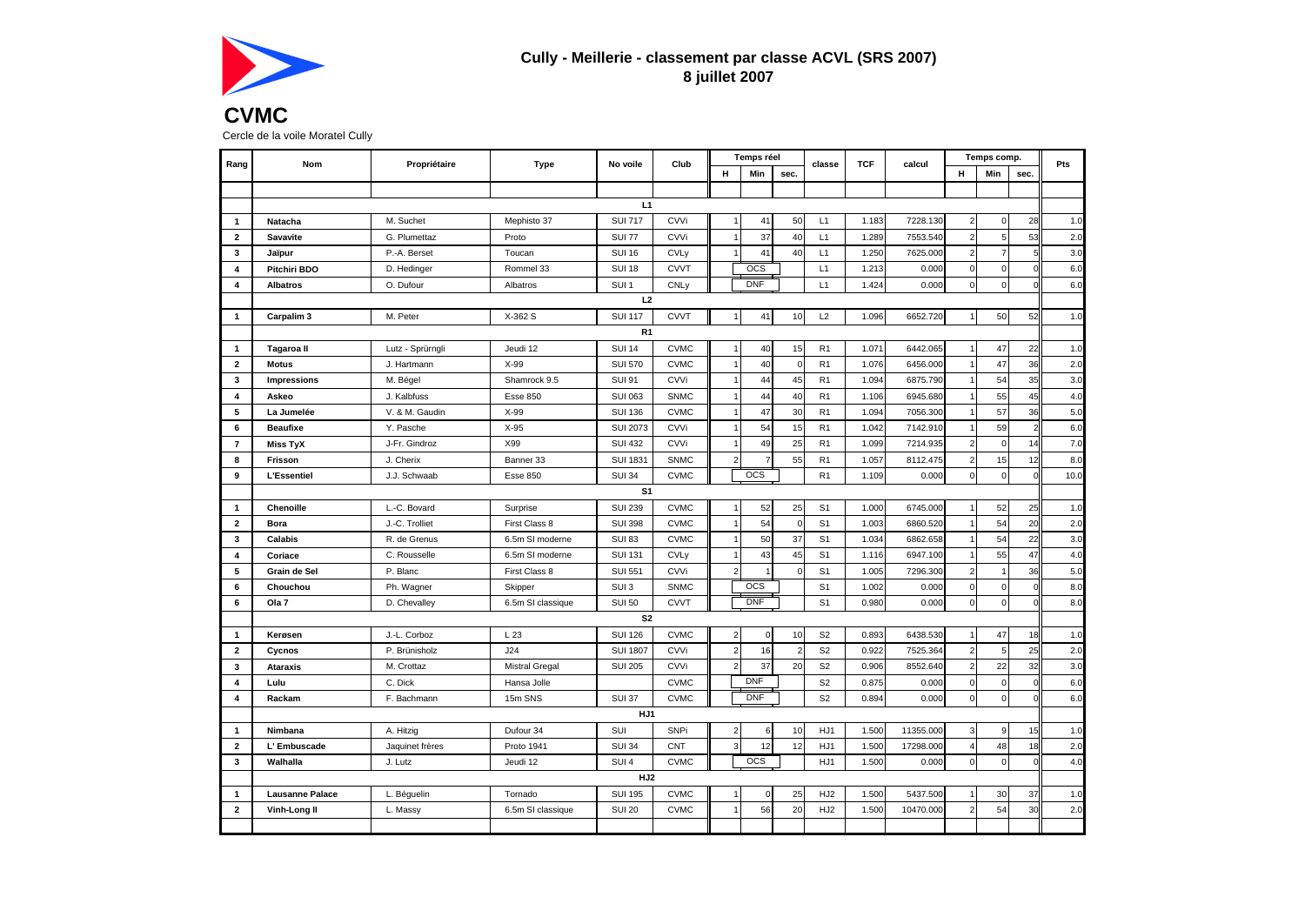# Cully - Meillerie - classement par classe ACVL (SRS 2007)

## 8 juillet 2007

**CVMC**

Cercle de la voile Moratel Cully

| Rang | Nom | Propriétaire | Type | No voile | Club | Temps réel | | | classe | TCF | calcul | Temps comp. | | | Pts |
|---|---|---|---|---|---|---|---|---|---|---|---|---|---|---|---|
| | | | | | | H | Min | sec. | | | | H | Min | sec. | |
| | | | | L1 | | | | | | | | | | | |
| 1 | **Natacha** | M. Suchet | Mephisto 37 | SUI 717 | CVVi | 1 | 41 | 50 | L1 | 1.183 | 7228.130 | 2 | 0 | 28 | 1.0 |
| 2 | **Savavite** | G. Plumettaz | Proto | SUI 77 | CVVi | 1 | 37 | 40 | L1 | 1.289 | 7553.540 | 2 | 5 | 53 | 2.0 |
| 3 | **Jaïpur** | P.-A. Berset | Toucan | SUI 16 | CVLy | 1 | 41 | 40 | L1 | 1.250 | 7625.000 | 2 | 7 | 5 | 3.0 |
| 4 | **Pitchiri BDO** | D. Hedinger | Rommel 33 | SUI 18 | CVVT | | OCS | | L1 | 1.213 | 0.000 | 0 | 0 | 0 | 6.0 |
| 4 | **Albatros** | O. Dufour | Albatros | SUI 1 | CNLy | | DNF | | L1 | 1.424 | 0.000 | 0 | 0 | 0 | 6.0 |
| | | | | L2 | | | | | | | | | | | |
| 1 | **Carpalim 3** | M. Peter | X-362 S | SUI 117 | CVVT | 1 | 41 | 10 | L2 | 1.096 | 6652.720 | 1 | 50 | 52 | 1.0 |
| | | | | R1 | | | | | | | | | | | |
| 1 | **Tagaroa II** | Lutz - Sprürngli | Jeudi 12 | SUI 14 | CVMC | 1 | 40 | 15 | R1 | 1.071 | 6442.065 | 1 | 47 | 22 | 1.0 |
| 2 | **Motus** | J. Hartmann | X-99 | SUI 570 | CVMC | 1 | 40 | 0 | R1 | 1.076 | 6456.000 | 1 | 47 | 36 | 2.0 |
| 3 | **Impressions** | M. Bégel | Shamrock 9.5 | SUI 91 | CVVi | 1 | 44 | 45 | R1 | 1.094 | 6875.790 | 1 | 54 | 35 | 3.0 |
| 4 | **Askeo** | J. Kalbfuss | Esse 850 | SUI 063 | SNMC | 1 | 44 | 40 | R1 | 1.106 | 6945.680 | 1 | 55 | 45 | 4.0 |
| 5 | **La Jumelée** | V. & M. Gaudin | X-99 | SUI 136 | CVMC | 1 | 47 | 30 | R1 | 1.094 | 7056.300 | 1 | 57 | 36 | 5.0 |
| 6 | **Beaufixe** | Y. Pasche | X-95 | SUI 2073 | CVVi | 1 | 54 | 15 | R1 | 1.042 | 7142.910 | 1 | 59 | 2 | 6.0 |
| 7 | **Miss TyX** | J-Fr. Gindroz | X99 | SUI 432 | CVVi | 1 | 49 | 25 | R1 | 1.099 | 7214.935 | 2 | 0 | 14 | 7.0 |
| 8 | **Frisson** | J. Cherix | Banner 33 | SUI 1831 | SNMC | 2 | 7 | 55 | R1 | 1.057 | 8112.475 | 2 | 15 | 12 | 8.0 |
| 9 | **L'Essentiel** | J.J. Schwaab | Esse 850 | SUI 34 | CVMC | | OCS | | R1 | 1.109 | 0.000 | 0 | 0 | 0 | 10.0 |
| | | | | S1 | | | | | | | | | | | |
| 1 | **Chenoille** | L.-C. Bovard | Surprise | SUI 239 | CVMC | 1 | 52 | 25 | S1 | 1.000 | 6745.000 | 1 | 52 | 25 | 1.0 |
| 2 | **Bora** | J.-C. Trolliet | First Class 8 | SUI 398 | CVMC | 1 | 54 | 0 | S1 | 1.003 | 6860.520 | 1 | 54 | 20 | 2.0 |
| 3 | **Calabis** | R. de Grenus | 6.5m SI moderne | SUI 83 | CVMC | 1 | 50 | 37 | S1 | 1.034 | 6862.658 | 1 | 54 | 22 | 3.0 |
| 4 | **Coriace** | C. Rousselle | 6.5m SI moderne | SUI 131 | CVLy | 1 | 43 | 45 | S1 | 1.116 | 6947.100 | 1 | 55 | 47 | 4.0 |
| 5 | **Grain de Sel** | P. Blanc | First Class 8 | SUI 551 | CVVi | 2 | 1 | 0 | S1 | 1.005 | 7296.300 | 2 | 1 | 36 | 5.0 |
| 6 | **Chouchou** | Ph. Wagner | Skipper | SUI 3 | SNMC | | OCS | | S1 | 1.002 | 0.000 | 0 | 0 | 0 | 8.0 |
| 6 | **Ola 7** | D. Chevalley | 6.5m SI classique | SUI 50 | CVVT | | DNF | | S1 | 0.980 | 0.000 | 0 | 0 | 0 | 8.0 |
| | | | | S2 | | | | | | | | | | | |
| 1 | **Kerøsen** | J.-L. Corboz | L 23 | SUI 126 | CVMC | 2 | 0 | 10 | S2 | 0.893 | 6438.530 | 1 | 47 | 18 | 1.0 |
| 2 | **Cycnos** | P. Brünisholz | J24 | SUI 1807 | CVVi | 2 | 16 | 2 | S2 | 0.922 | 7525.364 | 2 | 5 | 25 | 2.0 |
| 3 | **Ataraxis** | M. Crottaz | Mistral Gregal | SUI 205 | CVVi | 2 | 37 | 20 | S2 | 0.906 | 8552.640 | 2 | 22 | 32 | 3.0 |
| 4 | **Lulu** | C. Dick | Hansa Jolle | | CVMC | | DNF | | S2 | 0.875 | 0.000 | 0 | 0 | 0 | 6.0 |
| 4 | **Rackam** | F. Bachmann | 15m SNS | SUI 37 | CVMC | | DNF | | S2 | 0.894 | 0.000 | 0 | 0 | 0 | 6.0 |
| | | | | HJ1 | | | | | | | | | | | |
| 1 | **Nimbana** | A. Hitzig | Dufour 34 | SUI | SNPi | 2 | 6 | 10 | HJ1 | 1.500 | 11355.000 | 3 | 9 | 15 | 1.0 |
| 2 | **L' Embuscade** | Jaquinet frères | Proto 1941 | SUI 34 | CNT | 3 | 12 | 12 | HJ1 | 1.500 | 17298.000 | 4 | 48 | 18 | 2.0 |
| 3 | **Walhalla** | J. Lutz | Jeudi 12 | SUI 4 | CVMC | | OCS | | HJ1 | 1.500 | 0.000 | 0 | 0 | 0 | 4.0 |
| | | | | HJ2 | | | | | | | | | | | |
| 1 | **Lausanne Palace** | L. Béguelin | Tornado | SUI 195 | CVMC | 1 | 0 | 25 | HJ2 | 1.500 | 5437.500 | 1 | 30 | 37 | 1.0 |
| 2 | **Vinh-Long II** | L. Massy | 6.5m SI classique | SUI 20 | CVMC | 1 | 56 | 20 | HJ2 | 1.500 | 10470.000 | 2 | 54 | 30 | 2.0 |